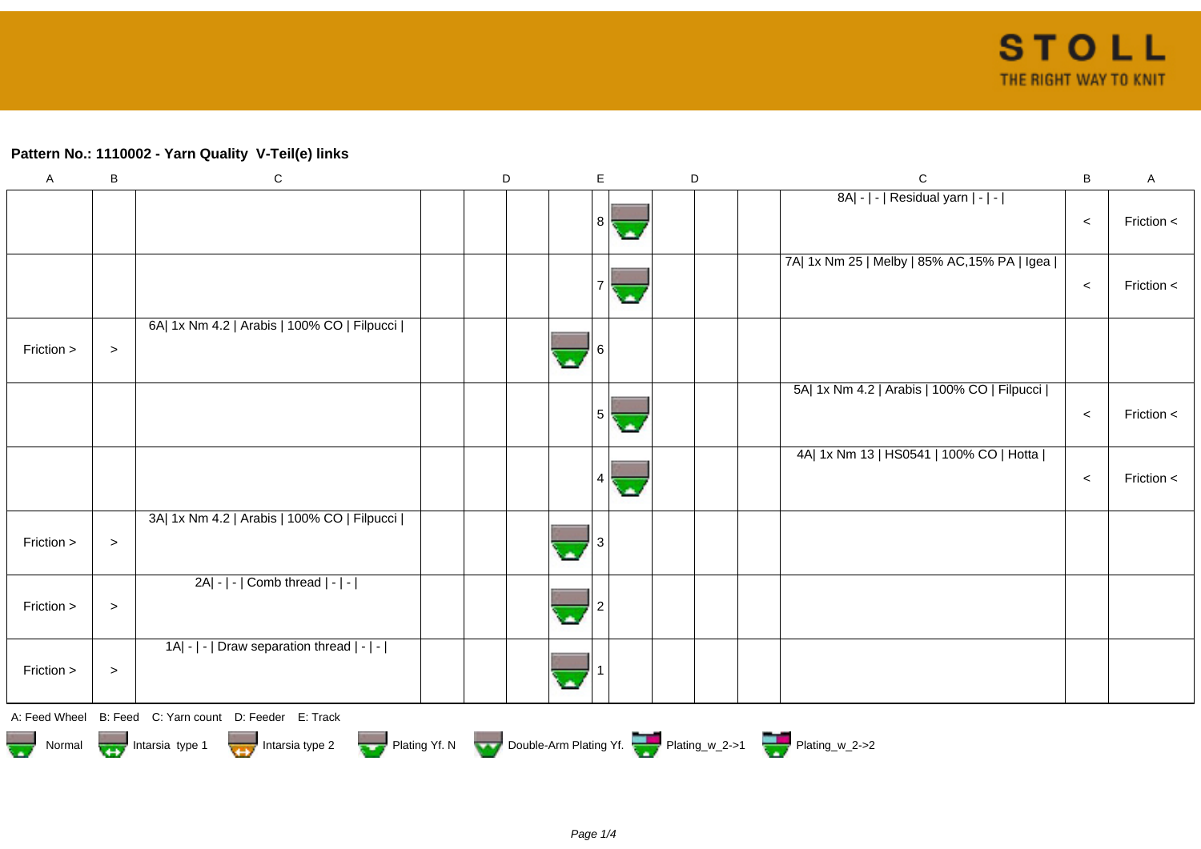## Pattern No.: 1110002 - Yarn Quality  V-Teil(e) links

| A | B | C | D | | | E | | D | | | C | B | A |
|---|---|---|---|---|---|---|---|---|---|---|---|---|---|
| | | | | | | 8 | | | | | 8A\| - \| - \| Residual yarn \| - \| - \| | < | Friction < |
| | | | | | | 7 | | | | | 7A\| 1x Nm 25 \| Melby \| 85% AC,15% PA \| Igea \| | < | Friction < |
| Friction > | > | 6A\| 1x Nm 4.2 \| Arabis \| 100% CO \| Filpucci \| | | | | 6 | | | | | | | |
| | | | | | | 5 | | | | | 5A\| 1x Nm 4.2 \| Arabis \| 100% CO \| Filpucci \| | < | Friction < |
| | | | | | | 4 | | | | | 4A\| 1x Nm 13 \| HS0541 \| 100% CO \| Hotta \| | < | Friction < |
| Friction > | > | 3A\| 1x Nm 4.2 \| Arabis \| 100% CO \| Filpucci \| | | | | 3 | | | | | | | |
| Friction > | > | 2A\| - \| - \| Comb thread \| - \| - \| | | | | 2 | | | | | | | |
| Friction > | > | 1A\| - \| - \| Draw separation thread \| - \| - \| | | | | 1 | | | | | | | |

A: Feed Wheel B: Feed C: Yarn count D: Feeder E: Track

Normal  Intarsia type 1  Intarsia type 2  Plating Yf. N  Double-Arm Plating Yf.  Plating_w_2->1  Plating_w_2->2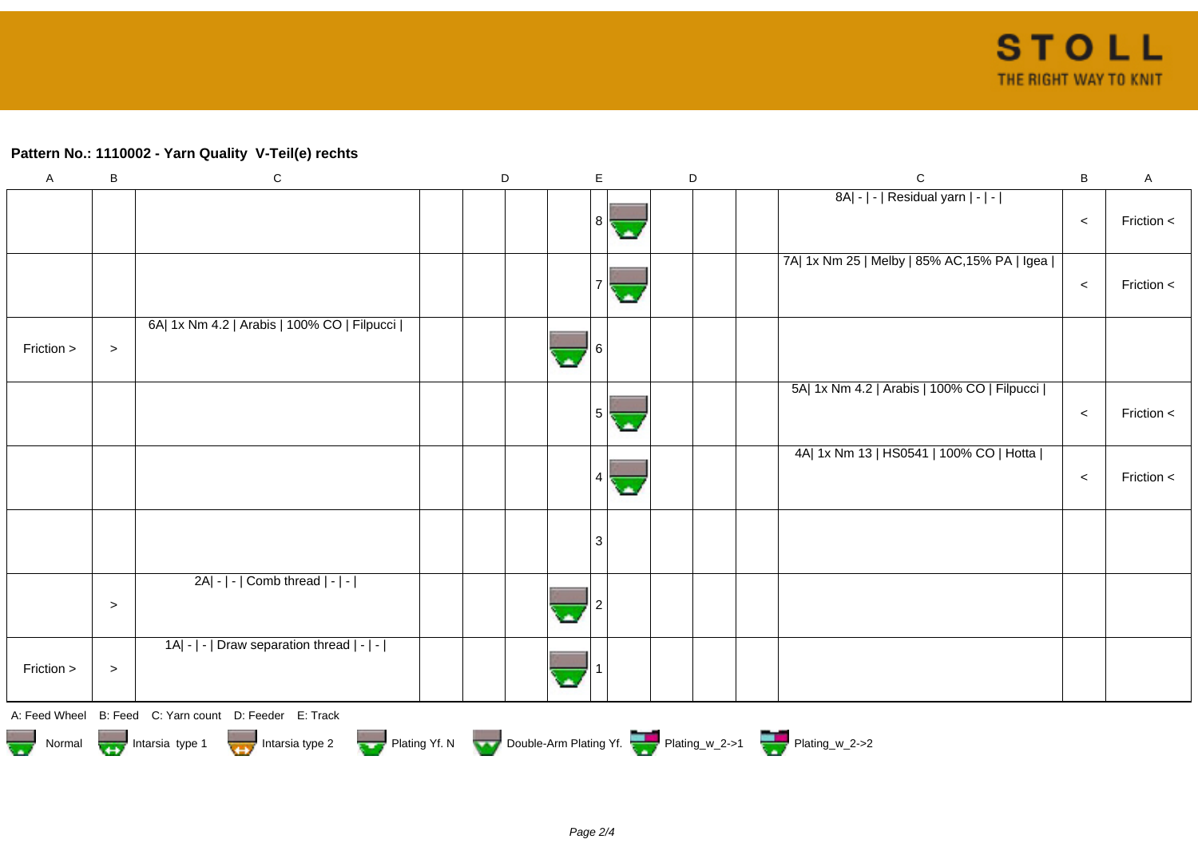**Pattern No.: 1110002 - Yarn Quality  V-Teil(e) rechts**

| A | B | C | D | D | D | | E | | D | D | D | C | B | A |
|---|---|---|---|---|---|---|---|---|---|---|---|---|---|---|
| | | | | | | | 8 | | | | | 8A\| - \| - \| Residual yarn \| - \| - \| | < | Friction < |
| | | | | | | | 7 | | | | | 7A\| 1x Nm 25 \| Melby \| 85% AC,15% PA \| Igea \| | < | Friction < |
| Friction > | > | 6A\| 1x Nm 4.2 \| Arabis \| 100% CO \| Filpucci \| | | | | | 6 | | | | | | | |
| | | | | | | | 5 | | | | | 5A\| 1x Nm 4.2 \| Arabis \| 100% CO \| Filpucci \| | < | Friction < |
| | | | | | | | 4 | | | | | 4A\| 1x Nm 13 \| HS0541 \| 100% CO \| Hotta \| | < | Friction < |
| | | | | | | | 3 | | | | | | | |
| | > | 2A\| - \| - \| Comb thread \| - \| - \| | | | | | 2 | | | | | | | |
| Friction > | > | 1A\| - \| - \| Draw separation thread \| - \| - \| | | | | | 1 | | | | | | | |

A: Feed Wheel   B: Feed   C: Yarn count   D: Feeder   E: Track

Normal   Intarsia type 1   Intarsia type 2   Plating Yf. N   Double-Arm Plating Yf.   Plating_w_2->1   Plating_w_2->2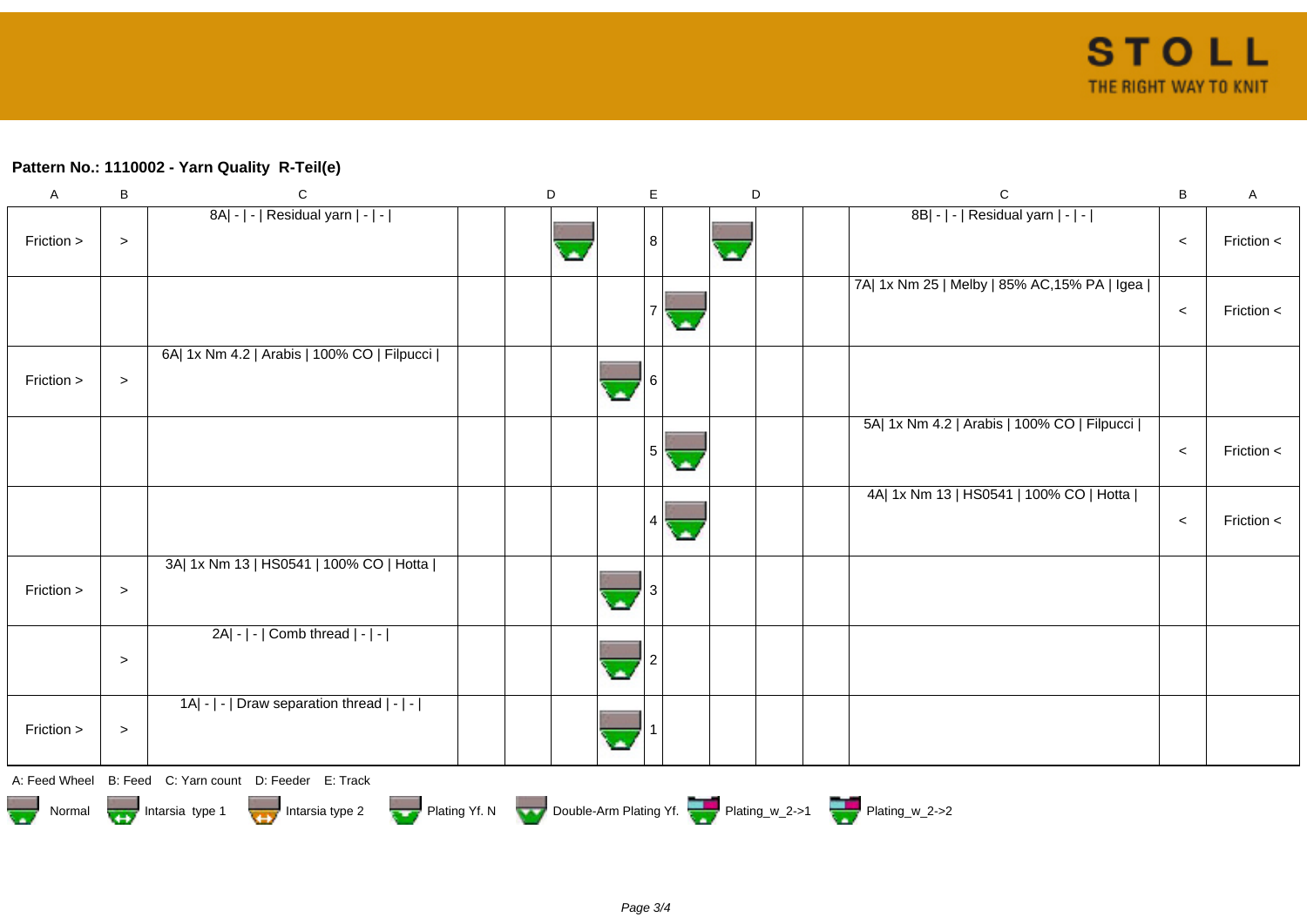**Pattern No.: 1110002 - Yarn Quality  R-Teil(e)**

| A | B | C | | | D | | E | | D | | C | B | A |
|---|---|---|---|---|---|---|---|---|---|---|---|---|---|
| Friction > | > | 8A\| - \| - \| Residual yarn \| - \| - \| | | | | | 8 | | | | 8B\| - \| - \| Residual yarn \| - \| - \| | < | Friction < |
| | | | | | | | 7 | | | | 7A\| 1x Nm 25 \| Melby \| 85% AC,15% PA \| Igea \| | < | Friction < |
| Friction > | > | 6A\| 1x Nm 4.2 \| Arabis \| 100% CO \| Filpucci \| | | | | | 6 | | | | | | |
| | | | | | | | 5 | | | | 5A\| 1x Nm 4.2 \| Arabis \| 100% CO \| Filpucci \| | < | Friction < |
| | | | | | | | 4 | | | | 4A\| 1x Nm 13 \| HS0541 \| 100% CO \| Hotta \| | < | Friction < |
| Friction > | > | 3A\| 1x Nm 13 \| HS0541 \| 100% CO \| Hotta \| | | | | | 3 | | | | | | |
| | > | 2A\| - \| - \| Comb thread \| - \| - \| | | | | | 2 | | | | | | |
| Friction > | > | 1A\| - \| - \| Draw separation thread \| - \| - \| | | | | | 1 | | | | | | |

A: Feed Wheel  B: Feed  C: Yarn count  D: Feeder  E: Track

Normal  Intarsia type 1  Intarsia type 2  Plating Yf. N  Double-Arm Plating Yf.  Plating_w_2->1  Plating_w_2->2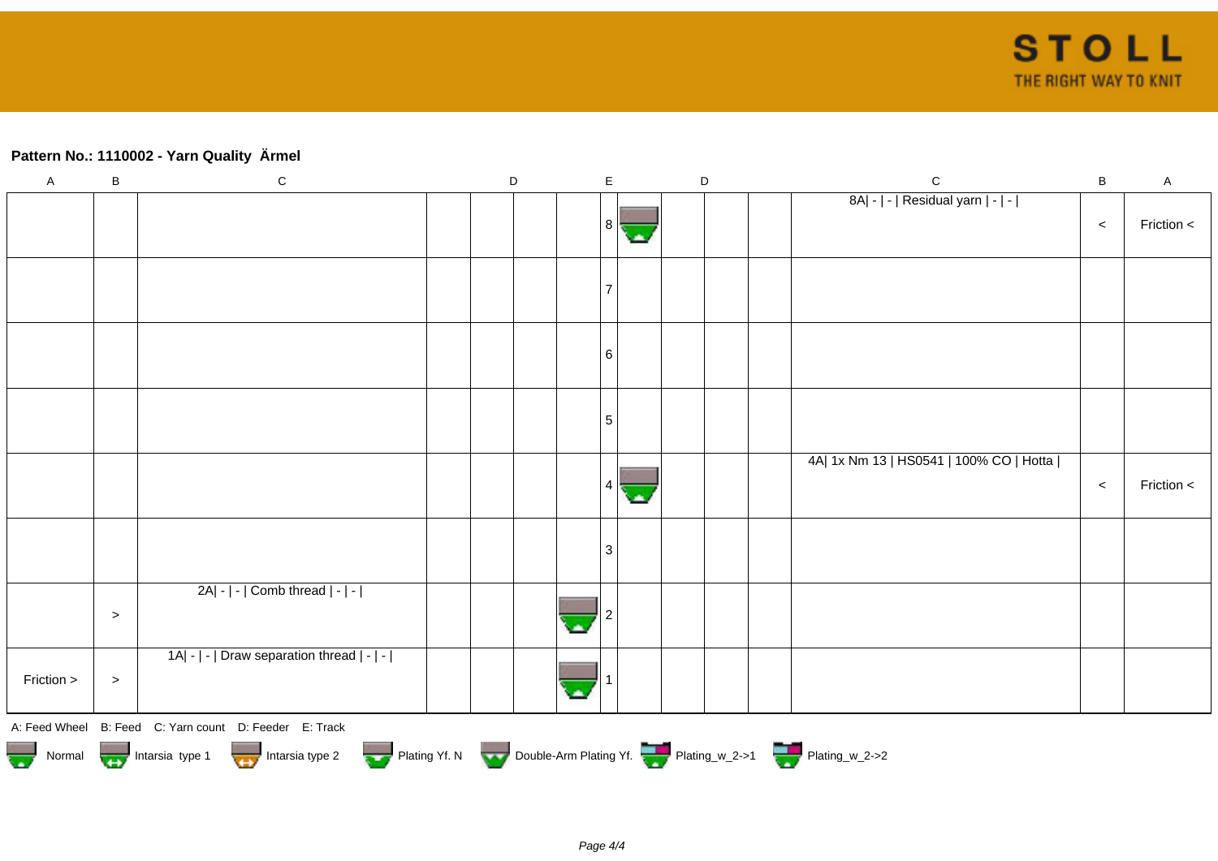**Pattern No.: 1110002 - Yarn Quality  Ärmel**

| A | B | C | D | D | D | D | E | D | D | D | D | C | B | A |
|---|---|---|---|---|---|---|---|---|---|---|---|---|---|---|
| | | | | | | | 8 | | | | | 8A\| - \| - \| Residual yarn \| - \| - \| | < | Friction < |
| | | | | | | | 7 | | | | | | | |
| | | | | | | | 6 | | | | | | | |
| | | | | | | | 5 | | | | | | | |
| | | | | | | | 4 | | | | | 4A\| 1x Nm 13 \| HS0541 \| 100% CO \| Hotta \| | < | Friction < |
| | | | | | | | 3 | | | | | | | |
| | > | 2A\| - \| - \| Comb thread \| - \| - \| | | | | | 2 | | | | | | | |
| Friction > | > | 1A\| - \| - \| Draw separation thread \| - \| - \| | | | | | 1 | | | | | | | |

A: Feed Wheel   B: Feed   C: Yarn count   D: Feeder   E: Track

Normal   Intarsia type 1   Intarsia type 2   Plating Yf. N   Double-Arm Plating Yf.   Plating_w_2->1   Plating_w_2->2